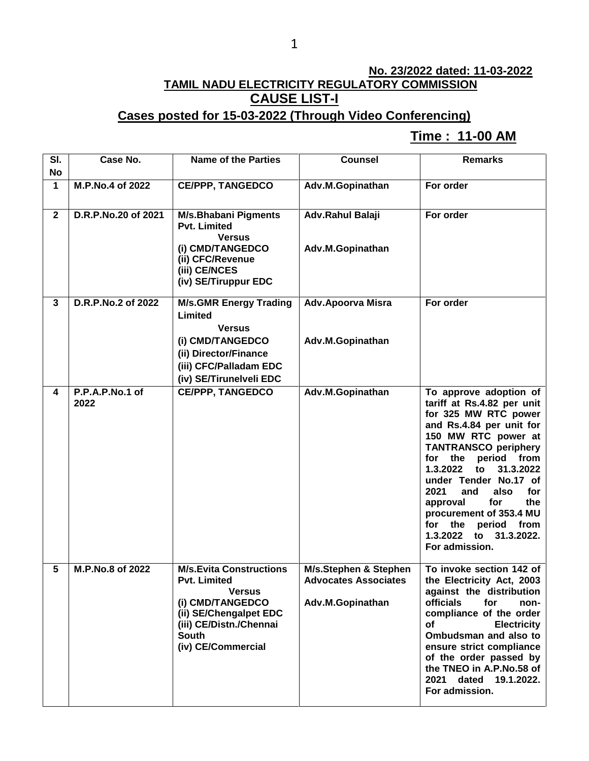**No. 23/2022 dated: 11-03-2022**

# TAMIL NADU ELECTRICITY REGULATORY COMMISSION

## CAUSE LIST-I

### Cases posted for 15-03-2022 (Through Video Conferencing)

**Time : 11-00 AM**

| Sl. No | Case No. | Name of the Parties | Counsel | Remarks |
|---|---|---|---|---|
| 1 | M.P.No.4 of 2022 | CE/PPP, TANGEDCO | Adv.M.Gopinathan | For order |
| 2 | D.R.P.No.20 of 2021 | M/s.Bhabani Pigments Pvt. Limited<br>Versus<br>(i) CMD/TANGEDCO<br>(ii) CFC/Revenue<br>(iii) CE/NCES<br>(iv) SE/Tiruppur EDC | Adv.Rahul Balaji<br><br>Adv.M.Gopinathan | For order |
| 3 | D.R.P.No.2 of 2022 | M/s.GMR Energy Trading Limited<br>Versus<br>(i) CMD/TANGEDCO<br>(ii) Director/Finance<br>(iii) CFC/Palladam EDC<br>(iv) SE/Tirunelveli EDC | Adv.Apoorva Misra<br><br>Adv.M.Gopinathan | For order |
| 4 | P.P.A.P.No.1 of 2022 | CE/PPP, TANGEDCO | Adv.M.Gopinathan | To approve adoption of tariff at Rs.4.82 per unit for 325 MW RTC power and Rs.4.84 per unit for 150 MW RTC power at TANTRANSCO periphery for the period from 1.3.2022 to 31.3.2022 under Tender No.17 of 2021 and also for approval for the procurement of 353.4 MU for the period from 1.3.2022 to 31.3.2022. For admission. |
| 5 | M.P.No.8 of 2022 | M/s.Evita Constructions Pvt. Limited<br>Versus<br>(i) CMD/TANGEDCO<br>(ii) SE/Chengalpet EDC<br>(iii) CE/Distn./Chennai South<br>(iv) CE/Commercial | M/s.Stephen & Stephen Advocates Associates<br><br>Adv.M.Gopinathan | To invoke section 142 of the Electricity Act, 2003 against the distribution officials for non-compliance of the order of Electricity Ombudsman and also to ensure strict compliance of the order passed by the TNEO in A.P.No.58 of 2021 dated 19.1.2022. For admission. |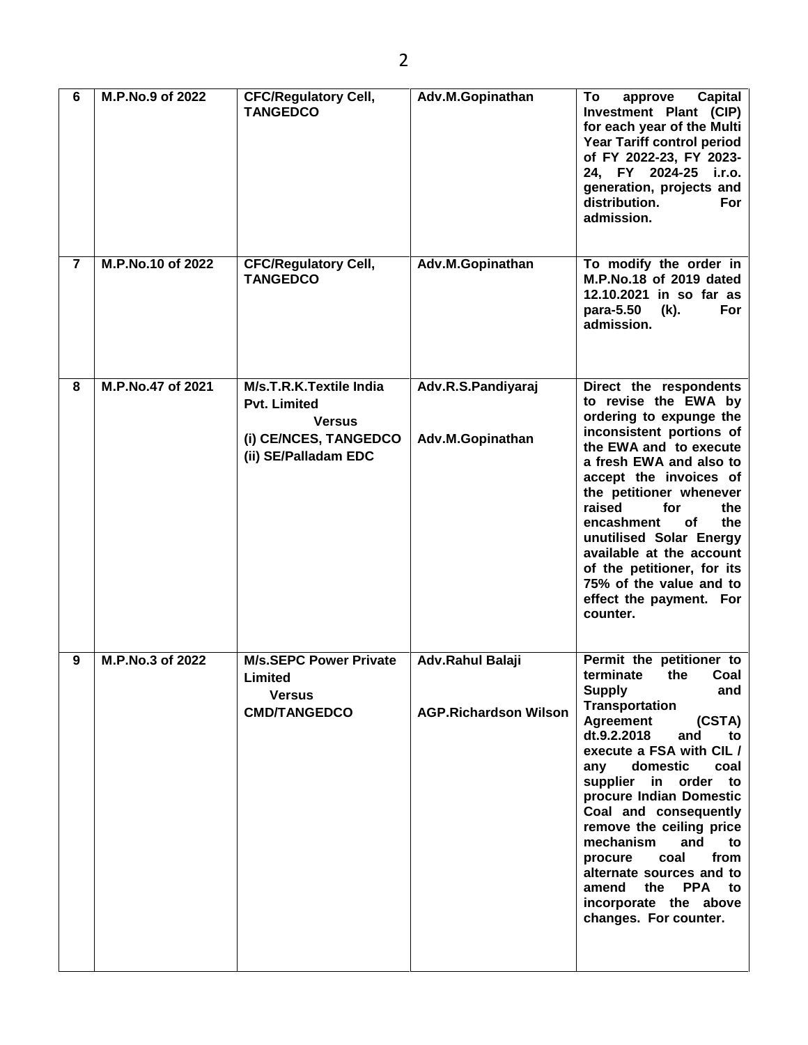| 6 | **M.P.No.9 of 2022** | **CFC/Regulatory Cell, TANGEDCO** | **Adv.M.Gopinathan** | **To approve Capital Investment Plant (CIP) for each year of the Multi Year Tariff control period of FY 2022-23, FY 2023-24, FY 2024-25 i.r.o. generation, projects and distribution. For admission.** |
|---|---|---|---|---|
| 7 | **M.P.No.10 of 2022** | **CFC/Regulatory Cell, TANGEDCO** | **Adv.M.Gopinathan** | **To modify the order in M.P.No.18 of 2019 dated 12.10.2021 in so far as para-5.50 (k). For admission.** |
| 8 | **M.P.No.47 of 2021** | **M/s.T.R.K.Textile India Pvt. Limited**<br>**Versus**<br>**(i) CE/NCES, TANGEDCO**<br>**(ii) SE/Palladam EDC** | **Adv.R.S.Pandiyaraj**<br><br>**Adv.M.Gopinathan** | **Direct the respondents to revise the EWA by ordering to expunge the inconsistent portions of the EWA and to execute a fresh EWA and also to accept the invoices of the petitioner whenever raised for the encashment of the unutilised Solar Energy available at the account of the petitioner, for its 75% of the value and to effect the payment. For counter.** |
| 9 | **M.P.No.3 of 2022** | **M/s.SEPC Power Private Limited**<br>**Versus**<br>**CMD/TANGEDCO** | **Adv.Rahul Balaji**<br><br>**AGP.Richardson Wilson** | **Permit the petitioner to terminate the Coal Supply and Transportation Agreement (CSTA) dt.9.2.2018 and to execute a FSA with CIL / any domestic coal supplier in order to procure Indian Domestic Coal and consequently remove the ceiling price mechanism and to procure coal from alternate sources and to amend the PPA to incorporate the above changes. For counter.** |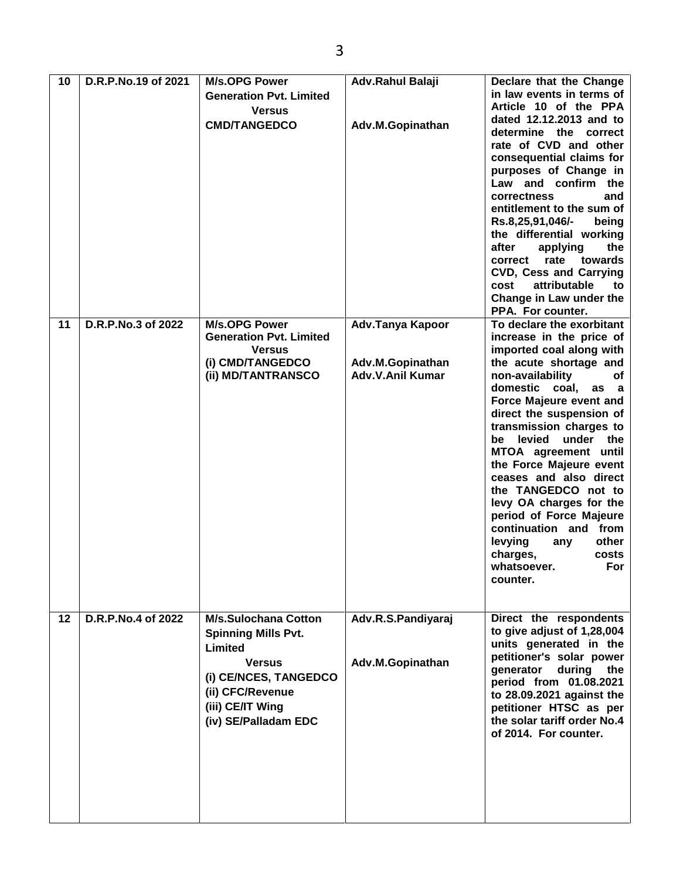| 10 | D.R.P.No.19 of 2021 | M/s.OPG Power Generation Pvt. Limited<br>Versus<br>CMD/TANGEDCO | Adv.Rahul Balaji<br><br>Adv.M.Gopinathan | Declare that the Change in law events in terms of Article 10 of the PPA dated 12.12.2013 and to determine the correct rate of CVD and other consequential claims for purposes of Change in Law and confirm the correctness and entitlement to the sum of Rs.8,25,91,046/- being the differential working after applying the correct rate towards CVD, Cess and Carrying cost attributable to Change in Law under the PPA. For counter. |
|---|---|---|---|---|
| 11 | D.R.P.No.3 of 2022 | M/s.OPG Power Generation Pvt. Limited<br>Versus<br>(i) CMD/TANGEDCO<br>(ii) MD/TANTRANSCO | Adv.Tanya Kapoor<br><br>Adv.M.Gopinathan<br>Adv.V.Anil Kumar | To declare the exorbitant increase in the price of imported coal along with the acute shortage and non-availability of domestic coal, as a Force Majeure event and direct the suspension of transmission charges to be levied under the MTOA agreement until the Force Majeure event ceases and also direct the TANGEDCO not to levy OA charges for the period of Force Majeure continuation and from levying any other charges, costs whatsoever. For counter. |
| 12 | D.R.P.No.4 of 2022 | M/s.Sulochana Cotton Spinning Mills Pvt. Limited<br>Versus<br>(i) CE/NCES, TANGEDCO<br>(ii) CFC/Revenue<br>(iii) CE/IT Wing<br>(iv) SE/Palladam EDC | Adv.R.S.Pandiyaraj<br><br>Adv.M.Gopinathan | Direct the respondents to give adjust of 1,28,004 units generated in the petitioner's solar power generator during the period from 01.08.2021 to 28.09.2021 against the petitioner HTSC as per the solar tariff order No.4 of 2014. For counter. |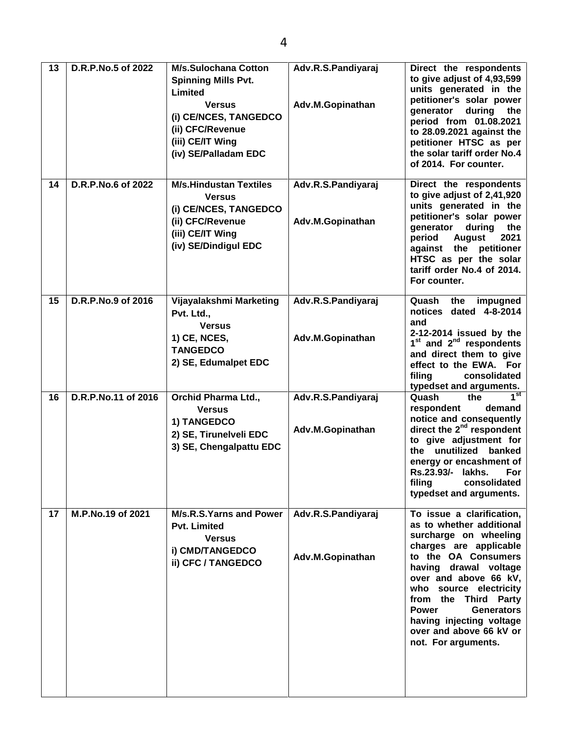| 13 | D.R.P.No.5 of 2022 | M/s.Sulochana Cotton Spinning Mills Pvt. Limited<br>Versus<br>(i) CE/NCES, TANGEDCO<br>(ii) CFC/Revenue<br>(iii) CE/IT Wing<br>(iv) SE/Palladam EDC | Adv.R.S.Pandiyaraj<br><br>Adv.M.Gopinathan | Direct the respondents to give adjust of 4,93,599 units generated in the petitioner's solar power generator during the period from 01.08.2021 to 28.09.2021 against the petitioner HTSC as per the solar tariff order No.4 of 2014. For counter. |
|---|---|---|---|---|
| 14 | D.R.P.No.6 of 2022 | M/s.Hindustan Textiles<br>Versus<br>(i) CE/NCES, TANGEDCO<br>(ii) CFC/Revenue<br>(iii) CE/IT Wing<br>(iv) SE/Dindigul EDC | Adv.R.S.Pandiyaraj<br><br>Adv.M.Gopinathan | Direct the respondents to give adjust of 2,41,920 units generated in the petitioner's solar power generator during the period August 2021 against the petitioner HTSC as per the solar tariff order No.4 of 2014. For counter. |
| 15 | D.R.P.No.9 of 2016 | Vijayalakshmi Marketing Pvt. Ltd.,<br>Versus<br>1) CE, NCES, TANGEDCO<br>2) SE, Edumalpet EDC | Adv.R.S.Pandiyaraj<br><br>Adv.M.Gopinathan | Quash the impugned notices dated 4-8-2014 and 2-12-2014 issued by the 1st and 2nd respondents and direct them to give effect to the EWA. For filing consolidated typedset and arguments. |
| 16 | D.R.P.No.11 of 2016 | Orchid Pharma Ltd.,<br>Versus<br>1) TANGEDCO<br>2) SE, Tirunelveli EDC<br>3) SE, Chengalpattu EDC | Adv.R.S.Pandiyaraj<br><br>Adv.M.Gopinathan | Quash the 1st respondent demand notice and consequently direct the 2nd respondent to give adjustment for the unutilized banked energy or encashment of Rs.23.93/- lakhs. For filing consolidated typedset and arguments. |
| 17 | M.P.No.19 of 2021 | M/s.R.S.Yarns and Power Pvt. Limited<br>Versus<br>i) CMD/TANGEDCO<br>ii) CFC / TANGEDCO | Adv.R.S.Pandiyaraj<br><br>Adv.M.Gopinathan | To issue a clarification, as to whether additional surcharge on wheeling charges are applicable to the OA Consumers having drawal voltage over and above 66 kV, who source electricity from the Third Party Power Generators having injecting voltage over and above 66 kV or not. For arguments. |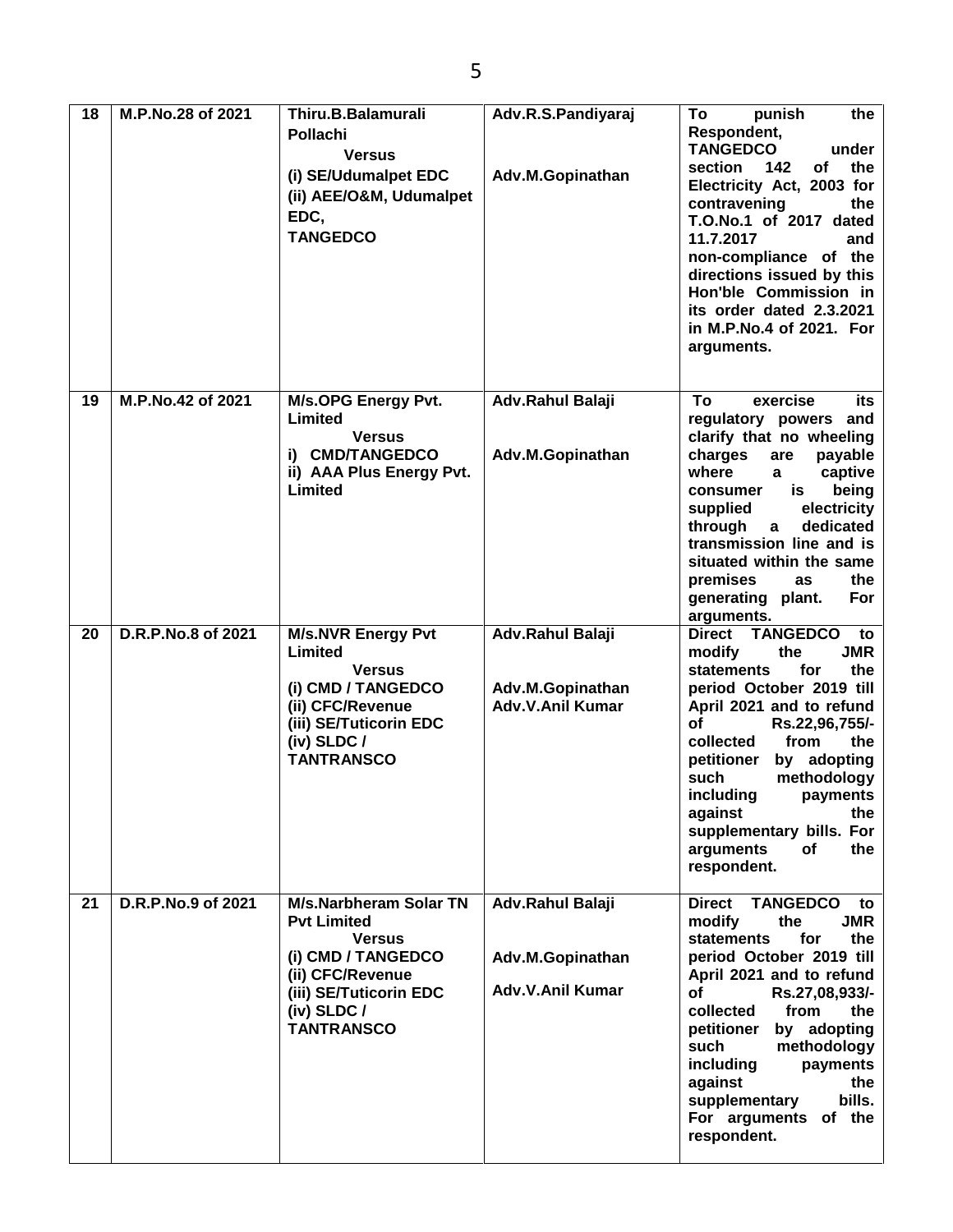| 18 | M.P.No.28 of 2021 | Thiru.B.Balamurali Pollachi<br>Versus<br>(i) SE/Udumalpet EDC<br>(ii) AEE/O&M, Udumalpet EDC,<br>TANGEDCO | Adv.R.S.Pandiyaraj<br><br>Adv.M.Gopinathan | To punish the Respondent, TANGEDCO under section 142 of the Electricity Act, 2003 for contravening the T.O.No.1 of 2017 dated 11.7.2017 and non-compliance of the directions issued by this Hon'ble Commission in its order dated 2.3.2021 in M.P.No.4 of 2021. For arguments. |
|---|---|---|---|---|
| 19 | M.P.No.42 of 2021 | M/s.OPG Energy Pvt. Limited<br>Versus<br>i) CMD/TANGEDCO<br>ii) AAA Plus Energy Pvt. Limited | Adv.Rahul Balaji<br><br>Adv.M.Gopinathan | To exercise its regulatory powers and clarify that no wheeling charges are payable where a captive consumer is being supplied electricity through a dedicated transmission line and is situated within the same premises as the generating plant. For arguments. |
| 20 | D.R.P.No.8 of 2021 | M/s.NVR Energy Pvt Limited<br>Versus<br>(i) CMD / TANGEDCO<br>(ii) CFC/Revenue<br>(iii) SE/Tuticorin EDC<br>(iv) SLDC / TANTRANSCO | Adv.Rahul Balaji<br><br>Adv.M.Gopinathan<br>Adv.V.Anil Kumar | Direct TANGEDCO to modify the JMR statements for the period October 2019 till April 2021 and to refund of Rs.22,96,755/- collected from the petitioner by adopting such methodology including payments against the supplementary bills. For arguments of the respondent. |
| 21 | D.R.P.No.9 of 2021 | M/s.Narbheram Solar TN Pvt Limited<br>Versus<br>(i) CMD / TANGEDCO<br>(ii) CFC/Revenue<br>(iii) SE/Tuticorin EDC<br>(iv) SLDC / TANTRANSCO | Adv.Rahul Balaji<br><br>Adv.M.Gopinathan<br><br>Adv.V.Anil Kumar | Direct TANGEDCO to modify the JMR statements for the period October 2019 till April 2021 and to refund of Rs.27,08,933/- collected from the petitioner by adopting such methodology including payments against the supplementary bills. For arguments of the respondent. |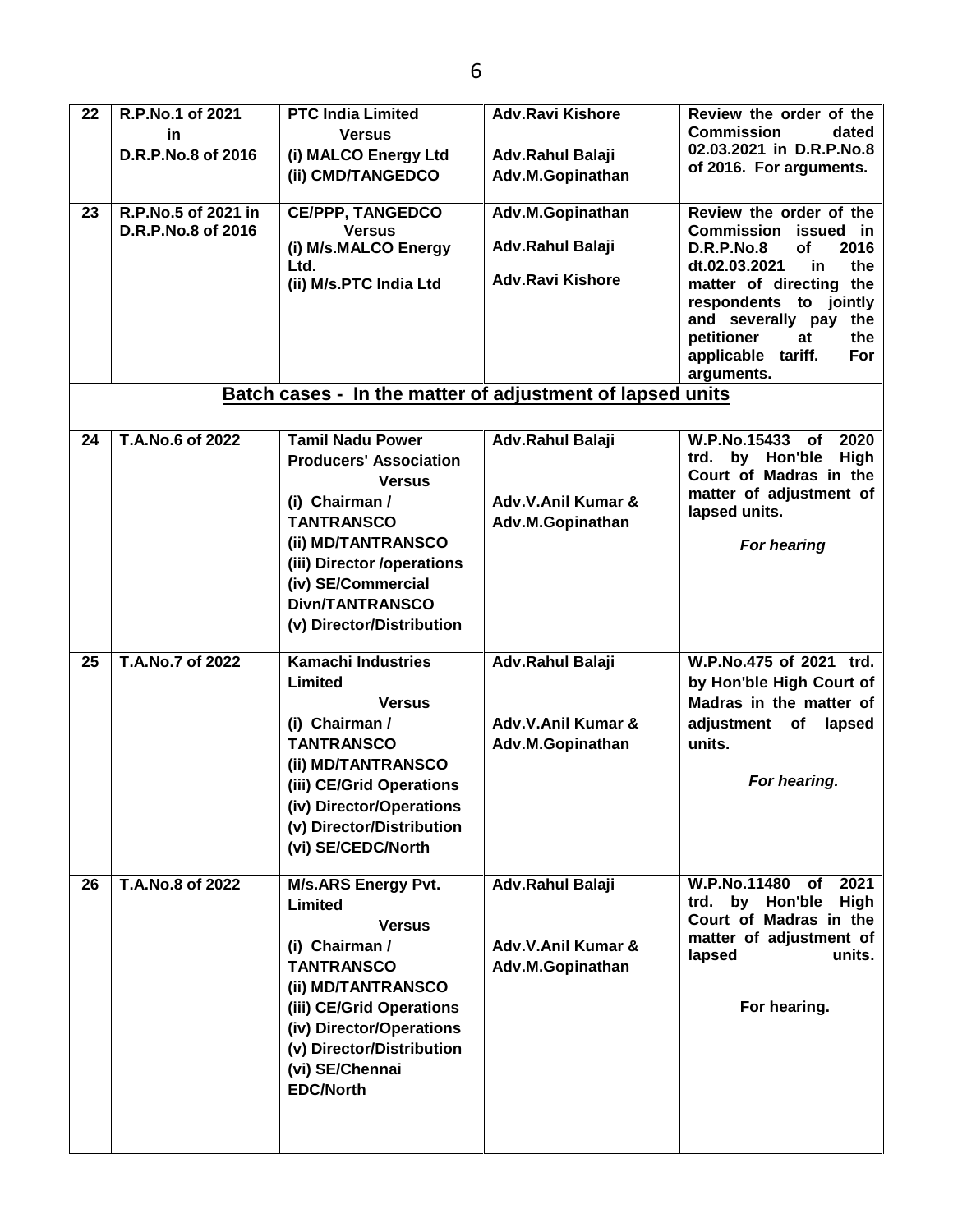| 22 | R.P.No.1 of 2021 in D.R.P.No.8 of 2016 | PTC India Limited Versus (i) MALCO Energy Ltd (ii) CMD/TANGEDCO | Adv.Ravi Kishore<br>Adv.Rahul Balaji<br>Adv.M.Gopinathan | Review the order of the Commission dated 02.03.2021 in D.R.P.No.8 of 2016. For arguments. |
|---|---|---|---|---|
| 23 | R.P.No.5 of 2021 in D.R.P.No.8 of 2016 | CE/PPP, TANGEDCO Versus (i) M/s.MALCO Energy Ltd. (ii) M/s.PTC India Ltd | Adv.M.Gopinathan<br>Adv.Rahul Balaji<br>Adv.Ravi Kishore | Review the order of the Commission issued in D.R.P.No.8 of 2016 dt.02.03.2021 in the matter of directing the respondents to jointly and severally pay the petitioner at the applicable tariff. For arguments. |
| | **Batch cases - In the matter of adjustment of lapsed units** | | | |
| 24 | T.A.No.6 of 2022 | Tamil Nadu Power Producers' Association Versus (i) Chairman / TANTRANSCO (ii) MD/TANTRANSCO (iii) Director /operations (iv) SE/Commercial Divn/TANTRANSCO (v) Director/Distribution | Adv.Rahul Balaji<br>Adv.V.Anil Kumar & Adv.M.Gopinathan | W.P.No.15433 of 2020 trd. by Hon'ble High Court of Madras in the matter of adjustment of lapsed units.<br>*For hearing* |
| 25 | T.A.No.7 of 2022 | Kamachi Industries Limited Versus (i) Chairman / TANTRANSCO (ii) MD/TANTRANSCO (iii) CE/Grid Operations (iv) Director/Operations (v) Director/Distribution (vi) SE/CEDC/North | Adv.Rahul Balaji<br>Adv.V.Anil Kumar & Adv.M.Gopinathan | W.P.No.475 of 2021 trd. by Hon'ble High Court of Madras in the matter of adjustment of lapsed units.<br>*For hearing.* |
| 26 | T.A.No.8 of 2022 | M/s.ARS Energy Pvt. Limited Versus (i) Chairman / TANTRANSCO (ii) MD/TANTRANSCO (iii) CE/Grid Operations (iv) Director/Operations (v) Director/Distribution (vi) SE/Chennai EDC/North | Adv.Rahul Balaji<br>Adv.V.Anil Kumar & Adv.M.Gopinathan | W.P.No.11480 of 2021 trd. by Hon'ble High Court of Madras in the matter of adjustment of lapsed units.<br>For hearing. |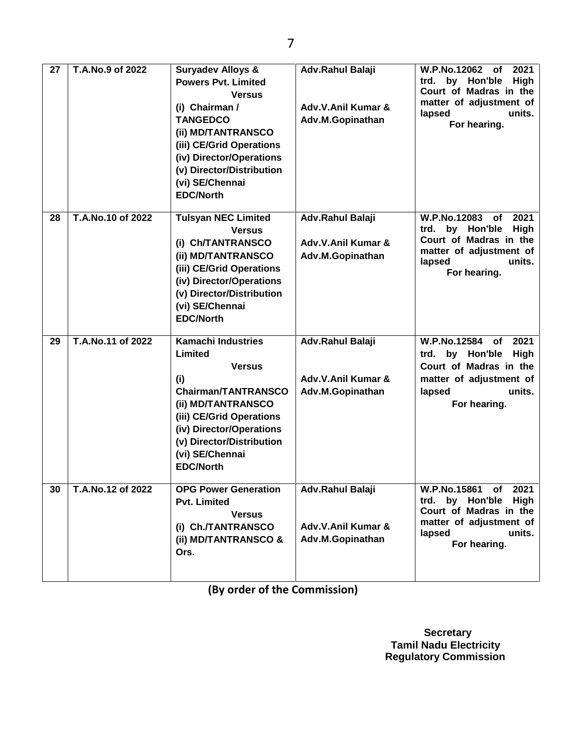| 27 | T.A.No.9 of 2022 | **Suryadev Alloys & Powers Pvt. Limited** **Versus** (i) Chairman / TANGEDCO (ii) MD/TANTRANSCO (iii) CE/Grid Operations (iv) Director/Operations (v) Director/Distribution (vi) SE/Chennai EDC/North | Adv.Rahul Balaji  Adv.V.Anil Kumar & Adv.M.Gopinathan | W.P.No.12062 of 2021 trd. by Hon'ble High Court of Madras in the matter of adjustment of lapsed units. For hearing. |
|---|---|---|---|---|
| 28 | T.A.No.10 of 2022 | **Tulsyan NEC Limited** **Versus** (i) Ch/TANTRANSCO (ii) MD/TANTRANSCO (iii) CE/Grid Operations (iv) Director/Operations (v) Director/Distribution (vi) SE/Chennai EDC/North | Adv.Rahul Balaji  Adv.V.Anil Kumar & Adv.M.Gopinathan | W.P.No.12083 of 2021 trd. by Hon'ble High Court of Madras in the matter of adjustment of lapsed units. For hearing. |
| 29 | T.A.No.11 of 2022 | **Kamachi Industries Limited** **Versus** (i) Chairman/TANTRANSCO (ii) MD/TANTRANSCO (iii) CE/Grid Operations (iv) Director/Operations (v) Director/Distribution (vi) SE/Chennai EDC/North | Adv.Rahul Balaji  Adv.V.Anil Kumar & Adv.M.Gopinathan | W.P.No.12584 of 2021 trd. by Hon'ble High Court of Madras in the matter of adjustment of lapsed units. For hearing. |
| 30 | T.A.No.12 of 2022 | **OPG Power Generation Pvt. Limited** **Versus** (i) Ch./TANTRANSCO (ii) MD/TANTRANSCO & Ors. | Adv.Rahul Balaji  Adv.V.Anil Kumar & Adv.M.Gopinathan | W.P.No.15861 of 2021 trd. by Hon'ble High Court of Madras in the matter of adjustment of lapsed units. For hearing. |

**(By order of the Commission)**

**Secretary**
**Tamil Nadu Electricity Regulatory Commission**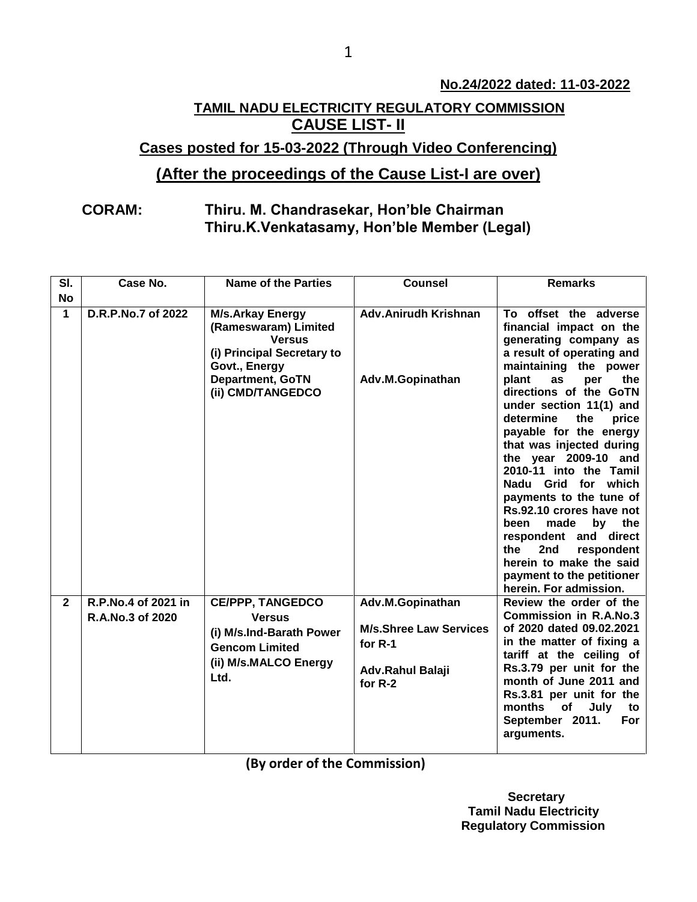**No.24/2022 dated: 11-03-2022**

## TAMIL NADU ELECTRICITY REGULATORY COMMISSION

## CAUSE LIST- II

### Cases posted for 15-03-2022 (Through Video Conferencing)

### (After the proceedings of the Cause List-I are over)

**CORAM: Thiru. M. Chandrasekar, Hon'ble Chairman**
**Thiru.K.Venkatasamy, Hon'ble Member (Legal)**

| Sl. No | Case No. | Name of the Parties | Counsel | Remarks |
|---|---|---|---|---|
| 1 | D.R.P.No.7 of 2022 | M/s.Arkay Energy (Rameswaram) Limited Versus (i) Principal Secretary to Govt., Energy Department, GoTN (ii) CMD/TANGEDCO | Adv.Anirudh Krishnan<br><br>Adv.M.Gopinathan | To offset the adverse financial impact on the generating company as a result of operating and maintaining the power plant as per the directions of the GoTN under section 11(1) and determine the price payable for the energy that was injected during the year 2009-10 and 2010-11 into the Tamil Nadu Grid for which payments to the tune of Rs.92.10 crores have not been made by the respondent and direct the 2nd respondent herein to make the said payment to the petitioner herein. For admission. |
| 2 | R.P.No.4 of 2021 in R.A.No.3 of 2020 | CE/PPP, TANGEDCO Versus (i) M/s.Ind-Barath Power Gencom Limited (ii) M/s.MALCO Energy Ltd. | Adv.M.Gopinathan<br><br>M/s.Shree Law Services for R-1<br><br>Adv.Rahul Balaji for R-2 | Review the order of the Commission in R.A.No.3 of 2020 dated 09.02.2021 in the matter of fixing a tariff at the ceiling of Rs.3.79 per unit for the month of June 2011 and Rs.3.81 per unit for the months of July to September 2011. For arguments. |

**(By order of the Commission)**

**Secretary**
**Tamil Nadu Electricity Regulatory Commission**